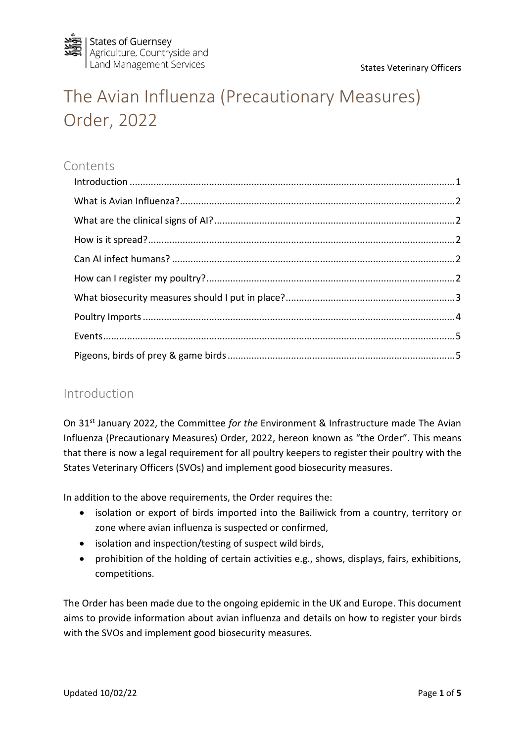# The Avian Influenza (Precautionary Measures) Order, 2022

## Contents

- Introduction ..... 1
- What is Avian Influenza? ..... 2
- What are the clinical signs of AI? ..... 2
- How is it spread? ..... 2
- Can AI infect humans? ..... 2
- How can I register my poultry? ..... 2
- What biosecurity measures should I put in place? ..... 3
- Poultry Imports ..... 4
- Events ..... 5
- Pigeons, birds of prey & game birds ..... 5

## Introduction

On 31st January 2022, the Committee *for the* Environment & Infrastructure made The Avian Influenza (Precautionary Measures) Order, 2022, hereon known as "the Order". This means that there is now a legal requirement for all poultry keepers to register their poultry with the States Veterinary Officers (SVOs) and implement good biosecurity measures.

In addition to the above requirements, the Order requires the:

- isolation or export of birds imported into the Bailiwick from a country, territory or zone where avian influenza is suspected or confirmed,
- isolation and inspection/testing of suspect wild birds,
- prohibition of the holding of certain activities e.g., shows, displays, fairs, exhibitions, competitions.

The Order has been made due to the ongoing epidemic in the UK and Europe. This document aims to provide information about avian influenza and details on how to register your birds with the SVOs and implement good biosecurity measures.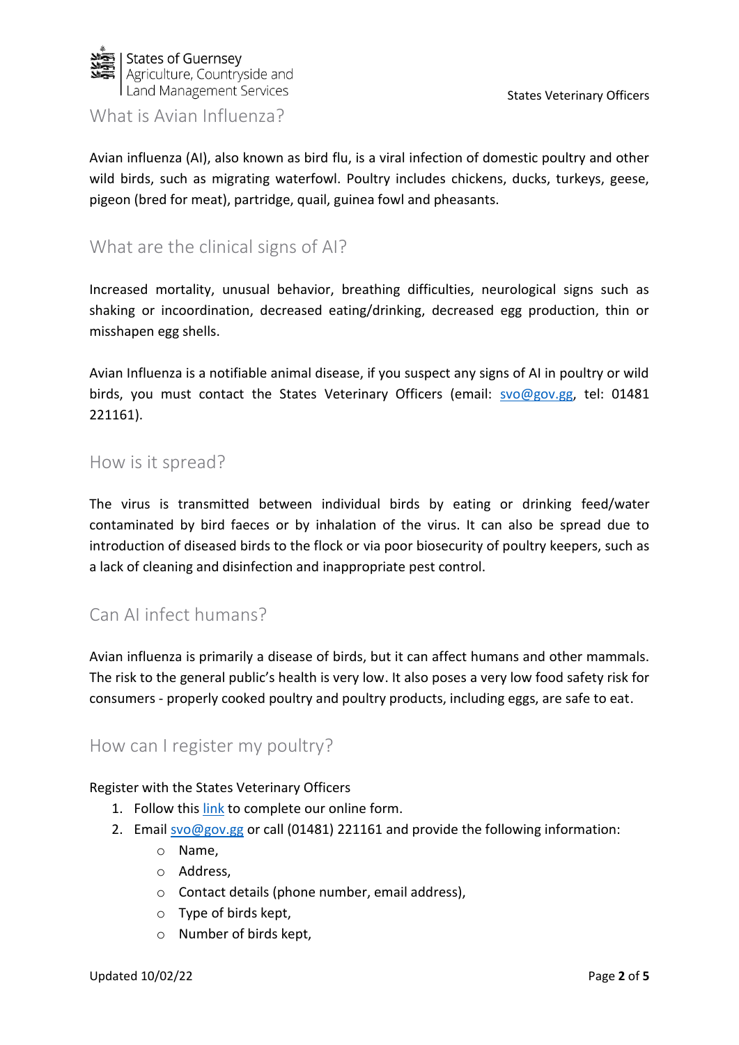## What is Avian Influenza?

Avian influenza (AI), also known as bird flu, is a viral infection of domestic poultry and other wild birds, such as migrating waterfowl. Poultry includes chickens, ducks, turkeys, geese, pigeon (bred for meat), partridge, quail, guinea fowl and pheasants.

## What are the clinical signs of AI?

Increased mortality, unusual behavior, breathing difficulties, neurological signs such as shaking or incoordination, decreased eating/drinking, decreased egg production, thin or misshapen egg shells.

Avian Influenza is a notifiable animal disease, if you suspect any signs of AI in poultry or wild birds, you must contact the States Veterinary Officers (email: svo@gov.gg, tel: 01481 221161).

## How is it spread?

The virus is transmitted between individual birds by eating or drinking feed/water contaminated by bird faeces or by inhalation of the virus. It can also be spread due to introduction of diseased birds to the flock or via poor biosecurity of poultry keepers, such as a lack of cleaning and disinfection and inappropriate pest control.

## Can AI infect humans?

Avian influenza is primarily a disease of birds, but it can affect humans and other mammals. The risk to the general public's health is very low. It also poses a very low food safety risk for consumers - properly cooked poultry and poultry products, including eggs, are safe to eat.

## How can I register my poultry?

Register with the States Veterinary Officers

1. Follow this link to complete our online form.
2. Email svo@gov.gg or call (01481) 221161 and provide the following information:
    - Name,
    - Address,
    - Contact details (phone number, email address),
    - Type of birds kept,
    - Number of birds kept,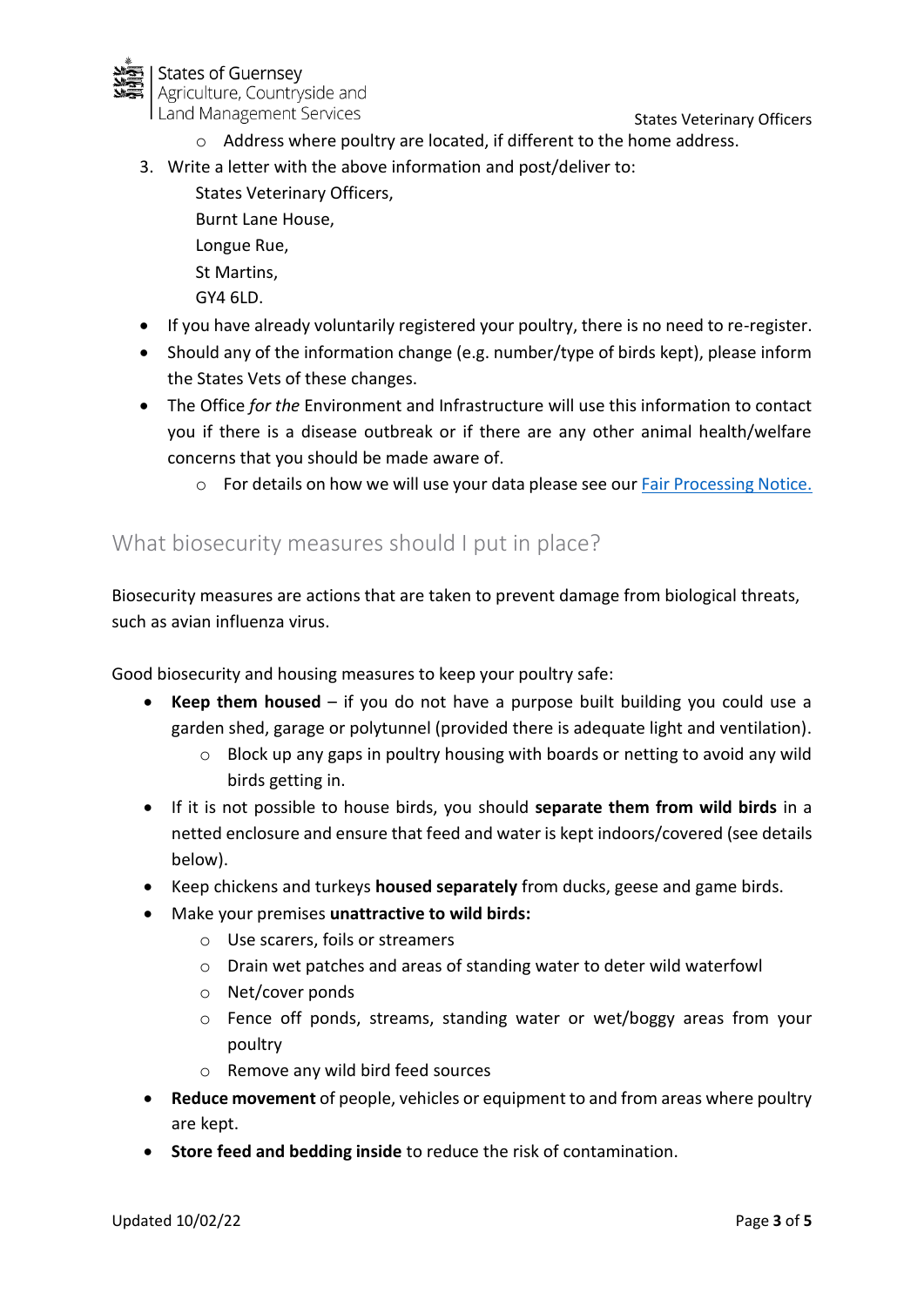- Address where poultry are located, if different to the home address.

3. Write a letter with the above information and post/deliver to:

   States Veterinary Officers,
   Burnt Lane House,
   Longue Rue,
   St Martins,
   GY4 6LD.

- If you have already voluntarily registered your poultry, there is no need to re-register.
- Should any of the information change (e.g. number/type of birds kept), please inform the States Vets of these changes.
- The Office *for the* Environment and Infrastructure will use this information to contact you if there is a disease outbreak or if there are any other animal health/welfare concerns that you should be made aware of.
  - For details on how we will use your data please see our Fair Processing Notice.

## What biosecurity measures should I put in place?

Biosecurity measures are actions that are taken to prevent damage from biological threats, such as avian influenza virus.

Good biosecurity and housing measures to keep your poultry safe:

- **Keep them housed** – if you do not have a purpose built building you could use a garden shed, garage or polytunnel (provided there is adequate light and ventilation).
  - Block up any gaps in poultry housing with boards or netting to avoid any wild birds getting in.
- If it is not possible to house birds, you should **separate them from wild birds** in a netted enclosure and ensure that feed and water is kept indoors/covered (see details below).
- Keep chickens and turkeys **housed separately** from ducks, geese and game birds.
- Make your premises **unattractive to wild birds:**
  - Use scarers, foils or streamers
  - Drain wet patches and areas of standing water to deter wild waterfowl
  - Net/cover ponds
  - Fence off ponds, streams, standing water or wet/boggy areas from your poultry
  - Remove any wild bird feed sources
- **Reduce movement** of people, vehicles or equipment to and from areas where poultry are kept.
- **Store feed and bedding inside** to reduce the risk of contamination.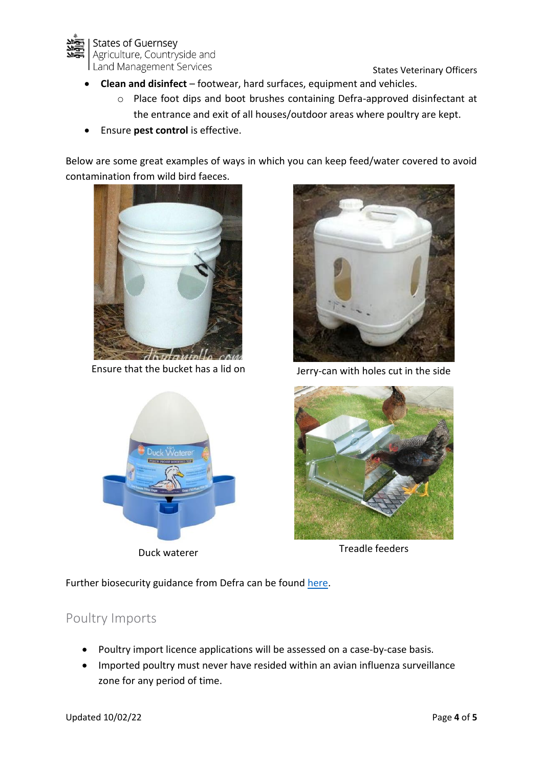- **Clean and disinfect** – footwear, hard surfaces, equipment and vehicles.
    - Place foot dips and boot brushes containing Defra-approved disinfectant at the entrance and exit of all houses/outdoor areas where poultry are kept.
- Ensure **pest control** is effective.

Below are some great examples of ways in which you can keep feed/water covered to avoid contamination from wild bird faeces.

Ensure that the bucket has a lid on

Jerry-can with holes cut in the side

Duck waterer

Treadle feeders

Further biosecurity guidance from Defra can be found here.

## Poultry Imports

- Poultry import licence applications will be assessed on a case-by-case basis.
- Imported poultry must never have resided within an avian influenza surveillance zone for any period of time.

Updated 10/02/22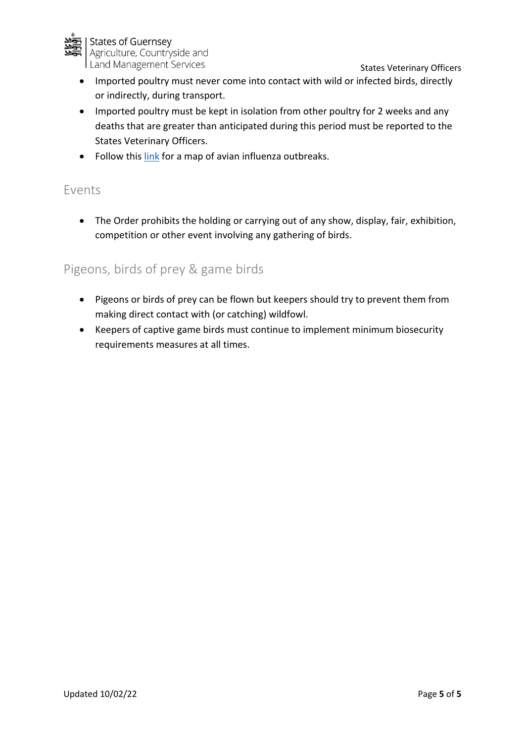- Imported poultry must never come into contact with wild or infected birds, directly or indirectly, during transport.
- Imported poultry must be kept in isolation from other poultry for 2 weeks and any deaths that are greater than anticipated during this period must be reported to the States Veterinary Officers.
- Follow this link for a map of avian influenza outbreaks.

## Events

- The Order prohibits the holding or carrying out of any show, display, fair, exhibition, competition or other event involving any gathering of birds.

## Pigeons, birds of prey & game birds

- Pigeons or birds of prey can be flown but keepers should try to prevent them from making direct contact with (or catching) wildfowl.
- Keepers of captive game birds must continue to implement minimum biosecurity requirements measures at all times.

Updated 10/02/22